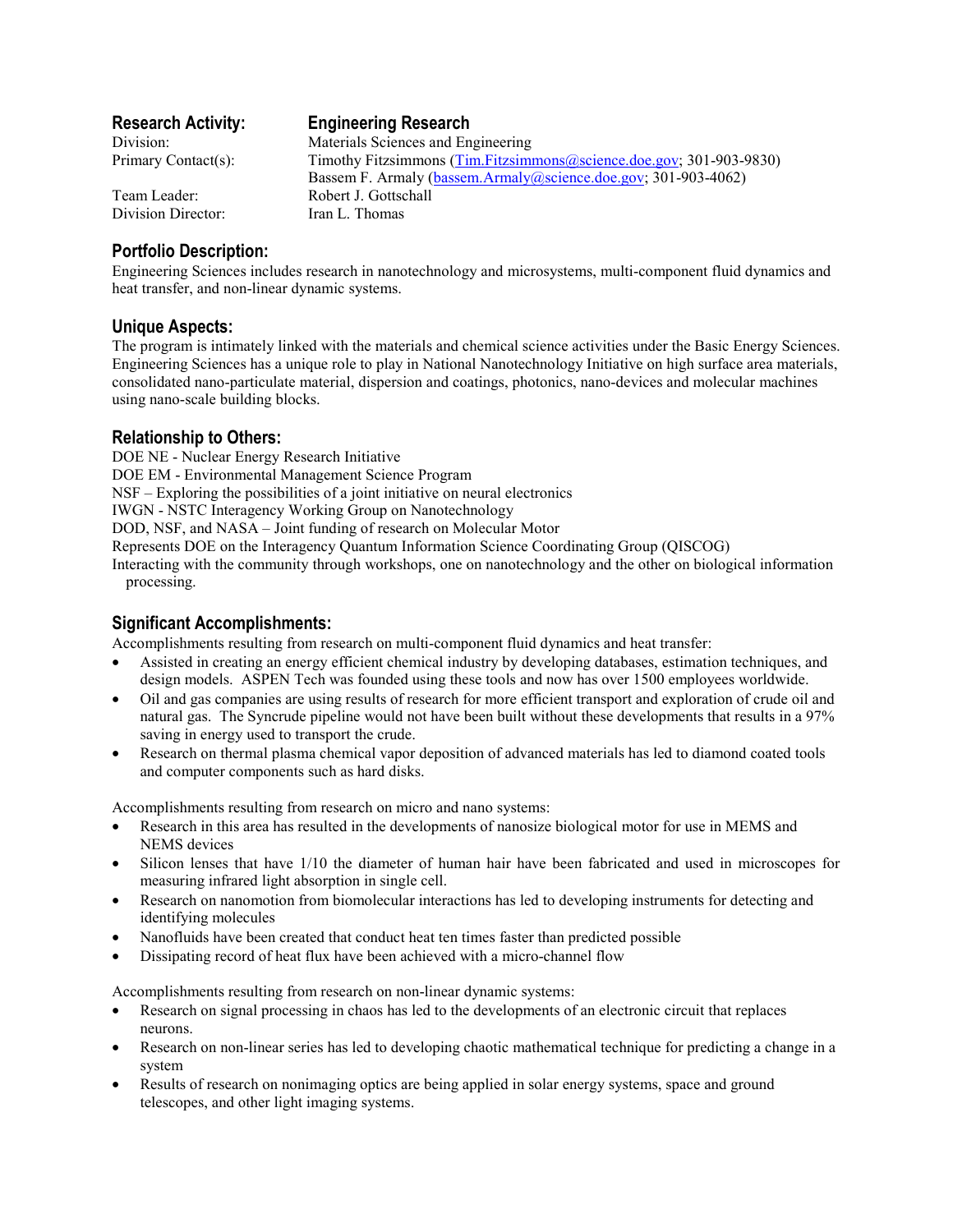## Research Activity: Engineering Research

Division: Materials Sciences and Engineering

Primary Contact(s): Timothy Fitzsimmons (Tim.Fitzsimmons@science.doe.gov; 301-903-9830)
Bassem F. Armaly (bassem.Armaly@science.doe.gov; 301-903-4062)

Team Leader: Robert J. Gottschall

Division Director: Iran L. Thomas

## Portfolio Description:

Engineering Sciences includes research in nanotechnology and microsystems, multi-component fluid dynamics and heat transfer, and non-linear dynamic systems.

## Unique Aspects:

The program is intimately linked with the materials and chemical science activities under the Basic Energy Sciences. Engineering Sciences has a unique role to play in National Nanotechnology Initiative on high surface area materials, consolidated nano-particulate material, dispersion and coatings, photonics, nano-devices and molecular machines using nano-scale building blocks.

## Relationship to Others:

DOE NE - Nuclear Energy Research Initiative

DOE EM - Environmental Management Science Program

NSF – Exploring the possibilities of a joint initiative on neural electronics

IWGN - NSTC Interagency Working Group on Nanotechnology

DOD, NSF, and NASA – Joint funding of research on Molecular Motor

Represents DOE on the Interagency Quantum Information Science Coordinating Group (QISCOG)

Interacting with the community through workshops, one on nanotechnology and the other on biological information processing.

## Significant Accomplishments:

Accomplishments resulting from research on multi-component fluid dynamics and heat transfer:

- Assisted in creating an energy efficient chemical industry by developing databases, estimation techniques, and design models. ASPEN Tech was founded using these tools and now has over 1500 employees worldwide.
- Oil and gas companies are using results of research for more efficient transport and exploration of crude oil and natural gas. The Syncrude pipeline would not have been built without these developments that results in a 97% saving in energy used to transport the crude.
- Research on thermal plasma chemical vapor deposition of advanced materials has led to diamond coated tools and computer components such as hard disks.

Accomplishments resulting from research on micro and nano systems:

- Research in this area has resulted in the developments of nanosize biological motor for use in MEMS and NEMS devices
- Silicon lenses that have 1/10 the diameter of human hair have been fabricated and used in microscopes for measuring infrared light absorption in single cell.
- Research on nanomotion from biomolecular interactions has led to developing instruments for detecting and identifying molecules
- Nanofluids have been created that conduct heat ten times faster than predicted possible
- Dissipating record of heat flux have been achieved with a micro-channel flow

Accomplishments resulting from research on non-linear dynamic systems:

- Research on signal processing in chaos has led to the developments of an electronic circuit that replaces neurons.
- Research on non-linear series has led to developing chaotic mathematical technique for predicting a change in a system
- Results of research on nonimaging optics are being applied in solar energy systems, space and ground telescopes, and other light imaging systems.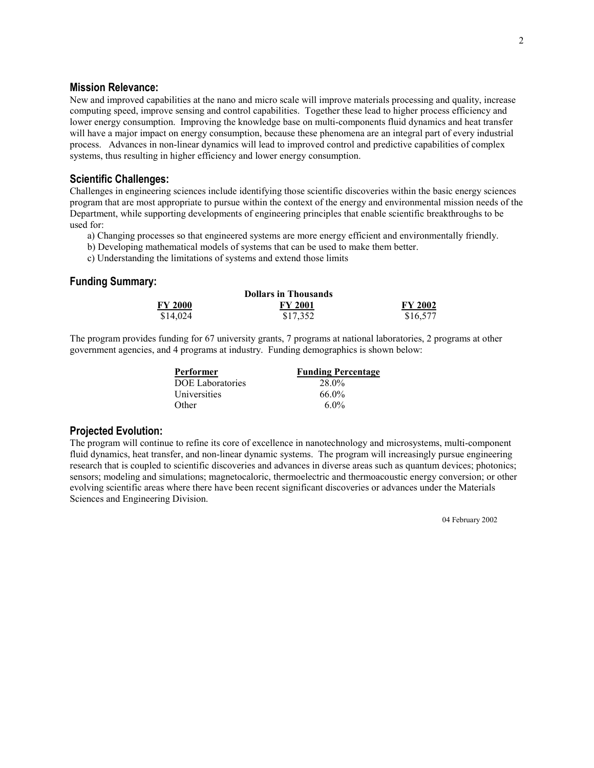## Mission Relevance:

New and improved capabilities at the nano and micro scale will improve materials processing and quality, increase computing speed, improve sensing and control capabilities. Together these lead to higher process efficiency and lower energy consumption. Improving the knowledge base on multi-components fluid dynamics and heat transfer will have a major impact on energy consumption, because these phenomena are an integral part of every industrial process. Advances in non-linear dynamics will lead to improved control and predictive capabilities of complex systems, thus resulting in higher efficiency and lower energy consumption.

## Scientific Challenges:

Challenges in engineering sciences include identifying those scientific discoveries within the basic energy sciences program that are most appropriate to pursue within the context of the energy and environmental mission needs of the Department, while supporting developments of engineering principles that enable scientific breakthroughs to be used for:

a) Changing processes so that engineered systems are more energy efficient and environmentally friendly.
b) Developing mathematical models of systems that can be used to make them better.
c) Understanding the limitations of systems and extend those limits

## Funding Summary:

| Dollars in Thousands | | |
|---|---|---|
| **FY 2000** | **FY 2001** | **FY 2002** |
| \$14,024 | \$17,352 | \$16,577 |

The program provides funding for 67 university grants, 7 programs at national laboratories, 2 programs at other government agencies, and 4 programs at industry. Funding demographics is shown below:

| Performer | Funding Percentage |
|---|---|
| DOE Laboratories | 28.0% |
| Universities | 66.0% |
| Other | 6.0% |

## Projected Evolution:

The program will continue to refine its core of excellence in nanotechnology and microsystems, multi-component fluid dynamics, heat transfer, and non-linear dynamic systems. The program will increasingly pursue engineering research that is coupled to scientific discoveries and advances in diverse areas such as quantum devices; photonics; sensors; modeling and simulations; magnetocaloric, thermoelectric and thermoacoustic energy conversion; or other evolving scientific areas where there have been recent significant discoveries or advances under the Materials Sciences and Engineering Division.

04 February 2002